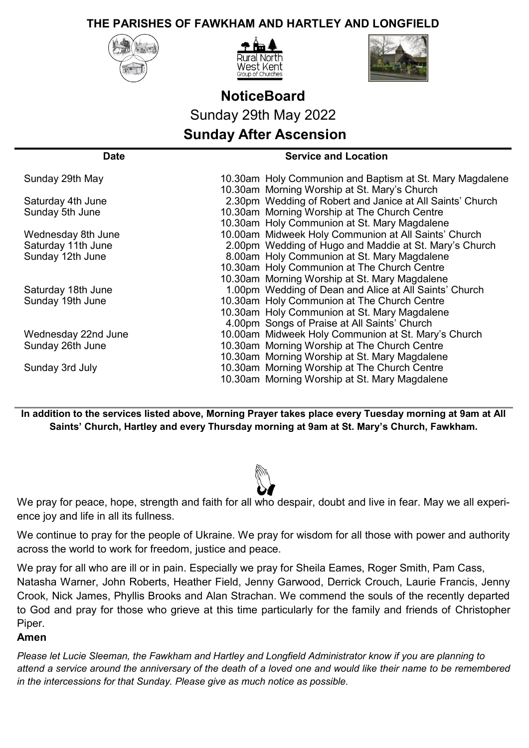# THE PARISHES OF FAWKHAM AND HARTLEY AND LONGFIELD

## NoticeBoard

Sunday 29th May 2022

## Sunday After Ascension

| Date | Service and Location |
|---|---|
| Sunday 29th May | 10.30am Holy Communion and Baptism at St. Mary Magdalene |
| | 10.30am Morning Worship at St. Mary's Church |
| Saturday 4th June | 2.30pm Wedding of Robert and Janice at All Saints' Church |
| Sunday 5th June | 10.30am Morning Worship at The Church Centre |
| | 10.30am Holy Communion at St. Mary Magdalene |
| Wednesday 8th June | 10.00am Midweek Holy Communion at All Saints' Church |
| Saturday 11th June | 2.00pm Wedding of Hugo and Maddie at St. Mary's Church |
| Sunday 12th June | 8.00am Holy Communion at St. Mary Magdalene |
| | 10.30am Holy Communion at The Church Centre |
| | 10.30am Morning Worship at St. Mary Magdalene |
| Saturday 18th June | 1.00pm Wedding of Dean and Alice at All Saints' Church |
| Sunday 19th June | 10.30am Holy Communion at The Church Centre |
| | 10.30am Holy Communion at St. Mary Magdalene |
| | 4.00pm Songs of Praise at All Saints' Church |
| Wednesday 22nd June | 10.00am Midweek Holy Communion at St. Mary's Church |
| Sunday 26th June | 10.30am Morning Worship at The Church Centre |
| | 10.30am Morning Worship at St. Mary Magdalene |
| Sunday 3rd July | 10.30am Morning Worship at The Church Centre |
| | 10.30am Morning Worship at St. Mary Magdalene |

**In addition to the services listed above, Morning Prayer takes place every Tuesday morning at 9am at All Saints' Church, Hartley and every Thursday morning at 9am at St. Mary's Church, Fawkham.**

We pray for peace, hope, strength and faith for all who despair, doubt and live in fear. May we all experience joy and life in all its fullness.

We continue to pray for the people of Ukraine. We pray for wisdom for all those with power and authority across the world to work for freedom, justice and peace.

We pray for all who are ill or in pain. Especially we pray for Sheila Eames, Roger Smith, Pam Cass, Natasha Warner, John Roberts, Heather Field, Jenny Garwood, Derrick Crouch, Laurie Francis, Jenny Crook, Nick James, Phyllis Brooks and Alan Strachan. We commend the souls of the recently departed to God and pray for those who grieve at this time particularly for the family and friends of Christopher Piper.

**Amen**

*Please let Lucie Sleeman, the Fawkham and Hartley and Longfield Administrator know if you are planning to attend a service around the anniversary of the death of a loved one and would like their name to be remembered in the intercessions for that Sunday. Please give as much notice as possible.*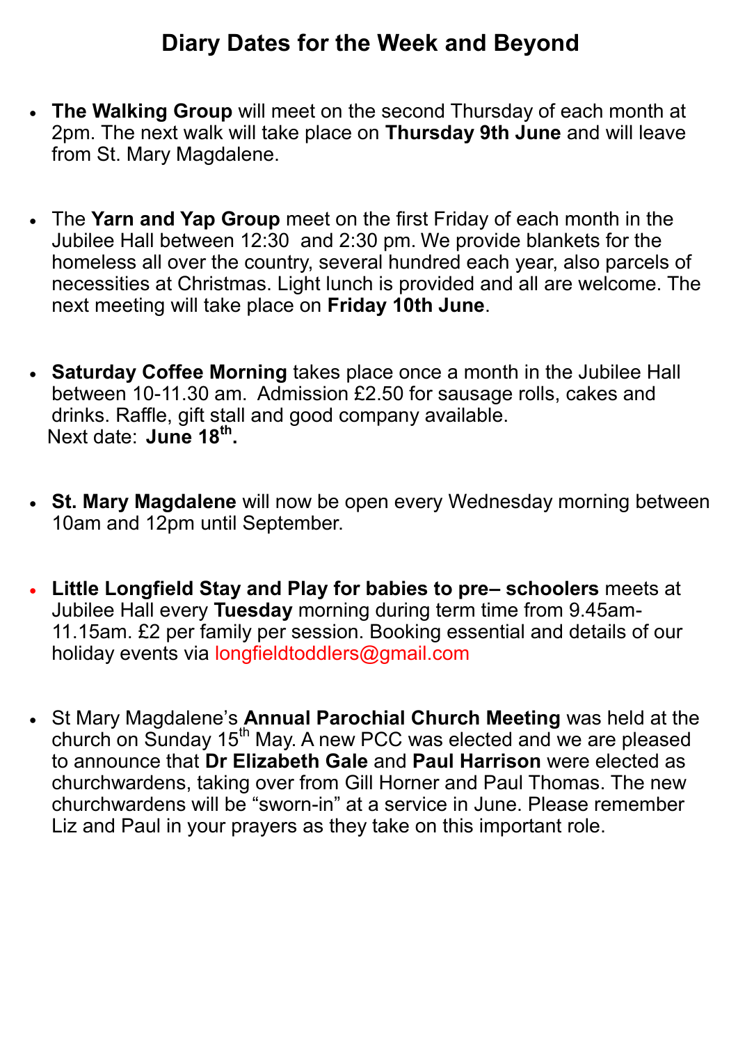# Diary Dates for the Week and Beyond

- **The Walking Group** will meet on the second Thursday of each month at 2pm. The next walk will take place on **Thursday 9th June** and will leave from St. Mary Magdalene.

- The **Yarn and Yap Group** meet on the first Friday of each month in the Jubilee Hall between 12:30 and 2:30 pm. We provide blankets for the homeless all over the country, several hundred each year, also parcels of necessities at Christmas. Light lunch is provided and all are welcome. The next meeting will take place on **Friday 10th June**.

- **Saturday Coffee Morning** takes place once a month in the Jubilee Hall between 10-11.30 am. Admission £2.50 for sausage rolls, cakes and drinks. Raffle, gift stall and good company available.
  Next date: **June 18th.**

- **St. Mary Magdalene** will now be open every Wednesday morning between 10am and 12pm until September.

- **Little Longfield Stay and Play for babies to pre– schoolers** meets at Jubilee Hall every **Tuesday** morning during term time from 9.45am-11.15am. £2 per family per session. Booking essential and details of our holiday events via longfieldtoddlers@gmail.com

- St Mary Magdalene's **Annual Parochial Church Meeting** was held at the church on Sunday 15th May. A new PCC was elected and we are pleased to announce that **Dr Elizabeth Gale** and **Paul Harrison** were elected as churchwardens, taking over from Gill Horner and Paul Thomas. The new churchwardens will be "sworn-in" at a service in June. Please remember Liz and Paul in your prayers as they take on this important role.